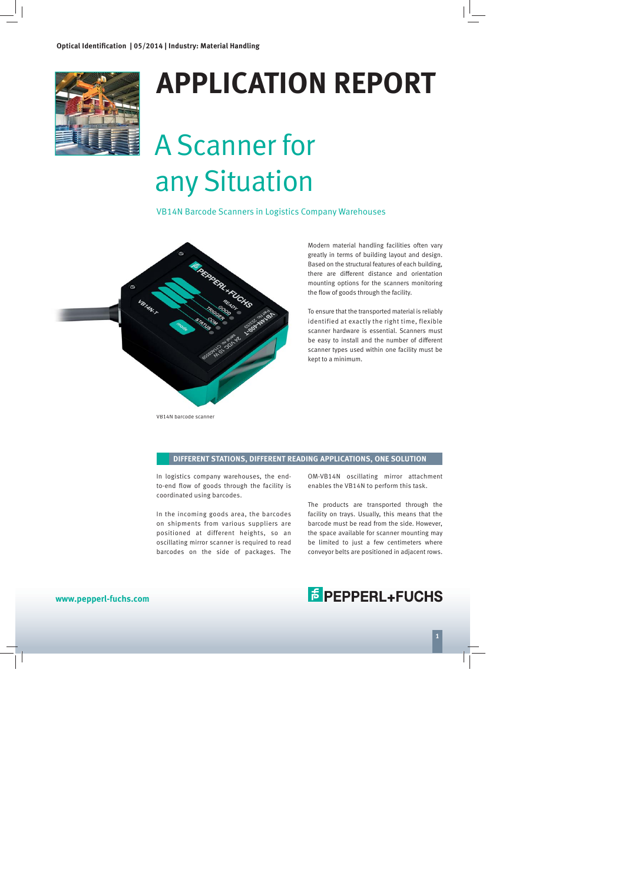Optical Identification | 05/2014 | Industry: Material Handling

# APPLICATION REPORT

# A Scanner for any Situation

VB14N Barcode Scanners in Logistics Company Warehouses

VB14N barcode scanner

Modern material handling facilities often vary greatly in terms of building layout and design. Based on the structural features of each building, there are different distance and orientation mounting options for the scanners monitoring the flow of goods through the facility.

To ensure that the transported material is reliably identified at exactly the right time, flexible scanner hardware is essential. Scanners must be easy to install and the number of different scanner types used within one facility must be kept to a minimum.

## DIFFERENT STATIONS, DIFFERENT READING APPLICATIONS, ONE SOLUTION

In logistics company warehouses, the end-to-end flow of goods through the facility is coordinated using barcodes.

In the incoming goods area, the barcodes on shipments from various suppliers are positioned at different heights, so an oscillating mirror scanner is required to read barcodes on the side of packages. The OM-VB14N oscillating mirror attachment enables the VB14N to perform this task.

The products are transported through the facility on trays. Usually, this means that the barcode must be read from the side. However, the space available for scanner mounting may be limited to just a few centimeters where conveyor belts are positioned in adjacent rows.

www.pepperl-fuchs.com

PEPPERL+FUCHS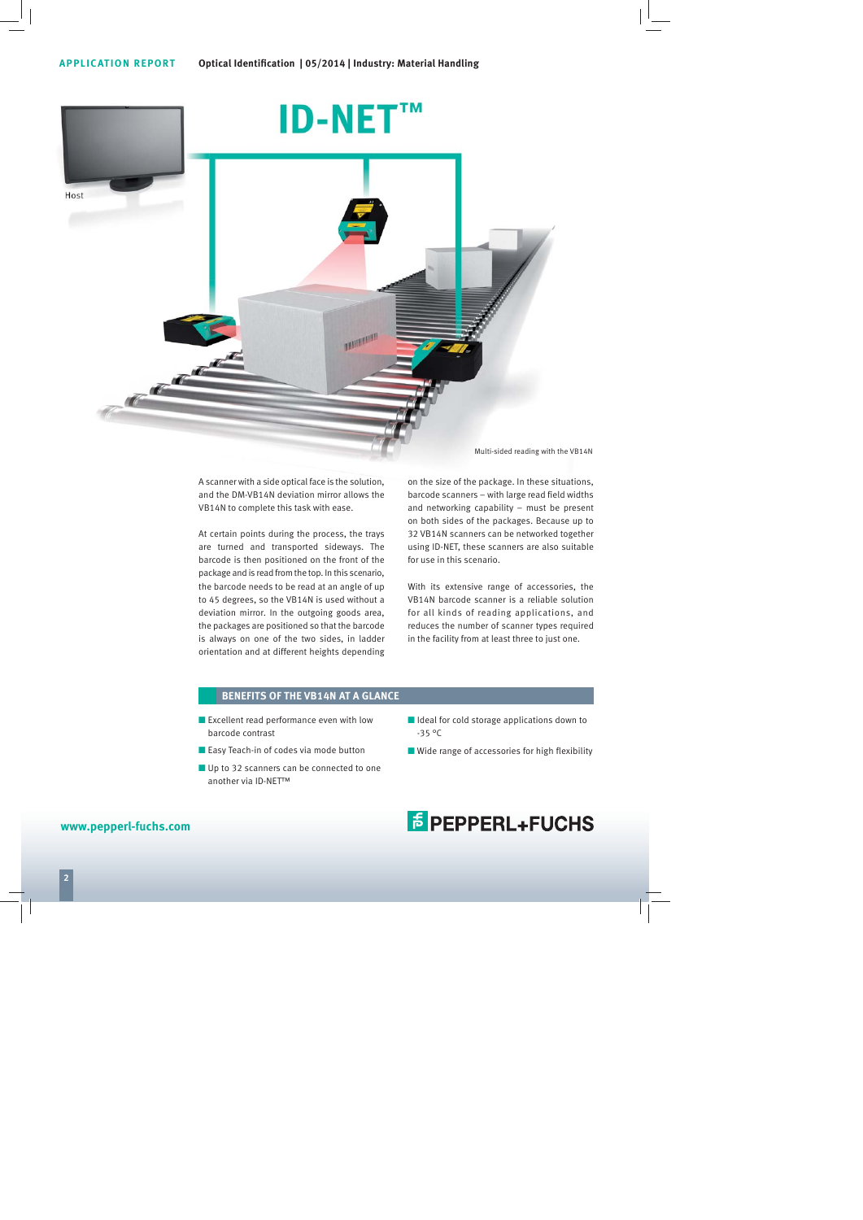# ID-NET™

Host

Multi-sided reading with the VB14N

A scanner with a side optical face is the solution, and the DM-VB14N deviation mirror allows the VB14N to complete this task with ease.

At certain points during the process, the trays are turned and transported sideways. The barcode is then positioned on the front of the package and is read from the top. In this scenario, the barcode needs to be read at an angle of up to 45 degrees, so the VB14N is used without a deviation mirror. In the outgoing goods area, the packages are positioned so that the barcode is always on one of the two sides, in ladder orientation and at different heights depending on the size of the package. In these situations, barcode scanners – with large read field widths and networking capability – must be present on both sides of the packages. Because up to 32 VB14N scanners can be networked together using ID-NET, these scanners are also suitable for use in this scenario.

With its extensive range of accessories, the VB14N barcode scanner is a reliable solution for all kinds of reading applications, and reduces the number of scanner types required in the facility from at least three to just one.

## BENEFITS OF THE VB14N AT A GLANCE

- Excellent read performance even with low barcode contrast
- Easy Teach-in of codes via mode button
- Up to 32 scanners can be connected to one another via ID-NET™
- Ideal for cold storage applications down to -35 °C
- Wide range of accessories for high flexibility

www.pepperl-fuchs.com

PEPPERL+FUCHS